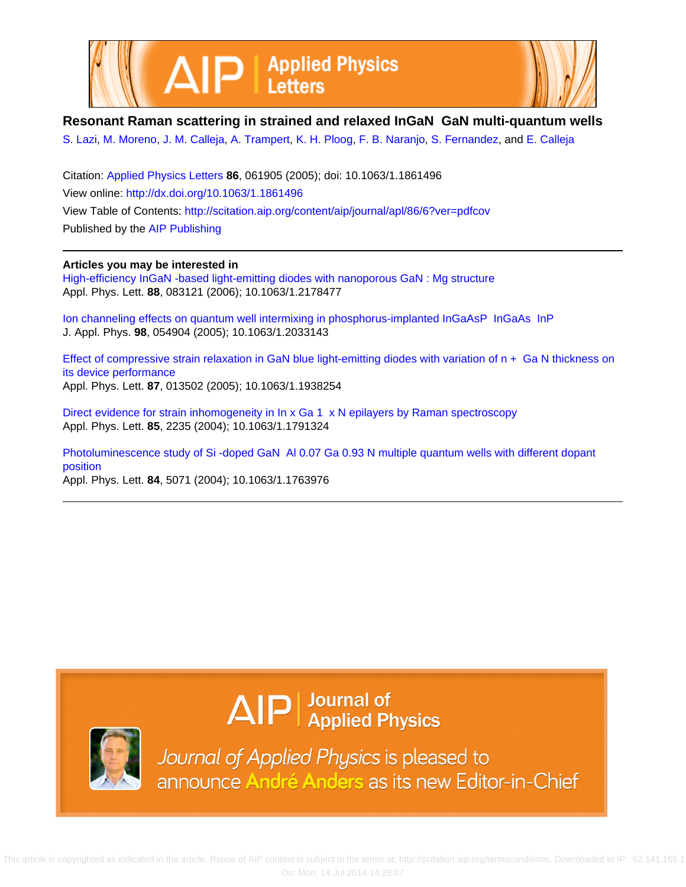# Resonant Raman scattering in strained and relaxed InGaN GaN multi-quantum wells

S. Lazi, M. Moreno, J. M. Calleja, A. Trampert, K. H. Ploog, F. B. Naranjo, S. Fernandez, and E. Calleja

Citation: Applied Physics Letters **86**, 061905 (2005); doi: 10.1063/1.1861496
View online: http://dx.doi.org/10.1063/1.1861496
View Table of Contents: http://scitation.aip.org/content/aip/journal/apl/86/6?ver=pdfcov
Published by the AIP Publishing

---

**Articles you may be interested in**

High-efficiency InGaN -based light-emitting diodes with nanoporous GaN : Mg structure
Appl. Phys. Lett. **88**, 083121 (2006); 10.1063/1.2178477

Ion channeling effects on quantum well intermixing in phosphorus-implanted InGaAsP InGaAs InP
J. Appl. Phys. **98**, 054904 (2005); 10.1063/1.2033143

Effect of compressive strain relaxation in GaN blue light-emitting diodes with variation of n + Ga N thickness on its device performance
Appl. Phys. Lett. **87**, 013502 (2005); 10.1063/1.1938254

Direct evidence for strain inhomogeneity in In x Ga 1 x N epilayers by Raman spectroscopy
Appl. Phys. Lett. **85**, 2235 (2004); 10.1063/1.1791324

Photoluminescence study of Si -doped GaN Al 0.07 Ga 0.93 N multiple quantum wells with different dopant position
Appl. Phys. Lett. **84**, 5071 (2004); 10.1063/1.1763976

---

AIP Journal of Applied Physics

*Journal of Applied Physics* is pleased to announce **André Anders** as its new Editor-in-Chief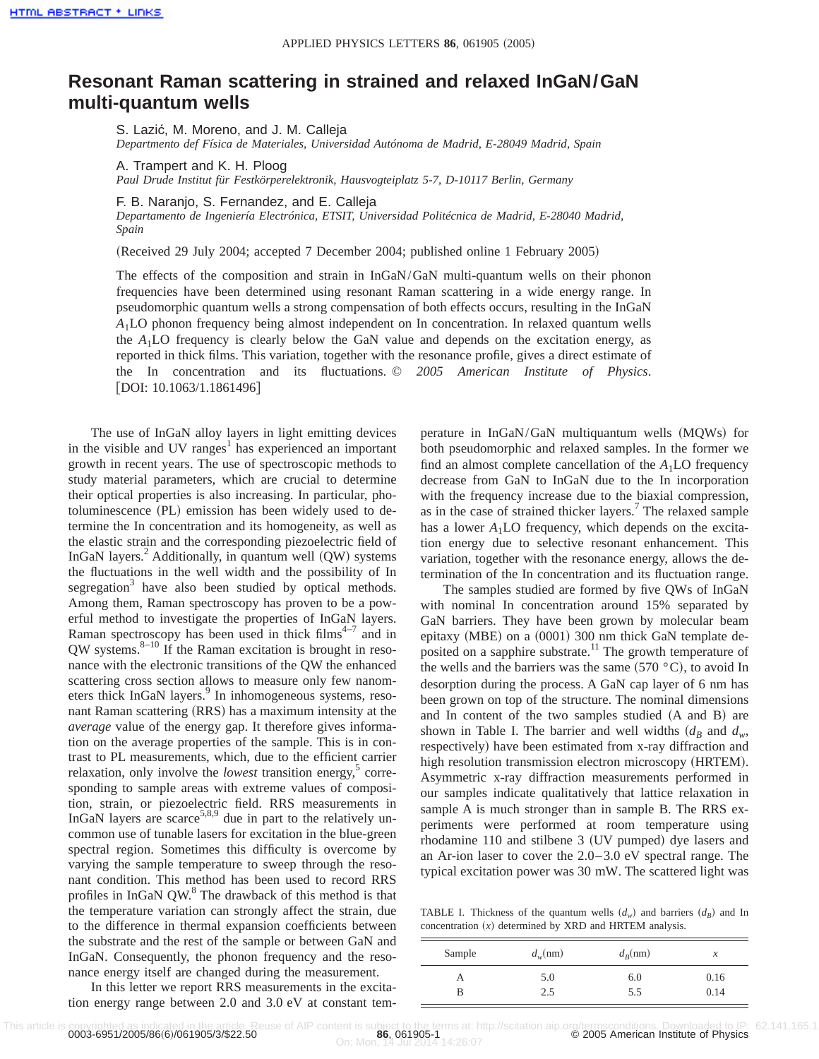# Resonant Raman scattering in strained and relaxed InGaN/GaN multi-quantum wells

S. Lazić, M. Moreno, and J. M. Calleja
*Departmento def Física de Materiales, Universidad Autónoma de Madrid, E-28049 Madrid, Spain*

A. Trampert and K. H. Ploog
*Paul Drude Institut für Festkörperelektronik, Hausvogteiplatz 5-7, D-10117 Berlin, Germany*

F. B. Naranjo, S. Fernandez, and E. Calleja
*Departamento de Ingeniería Electrónica, ETSIT, Universidad Politécnica de Madrid, E-28040 Madrid, Spain*

(Received 29 July 2004; accepted 7 December 2004; published online 1 February 2005)

The effects of the composition and strain in InGaN/GaN multi-quantum wells on their phonon frequencies have been determined using resonant Raman scattering in a wide energy range. In pseudomorphic quantum wells a strong compensation of both effects occurs, resulting in the InGaN $A_1$LO phonon frequency being almost independent on In concentration. In relaxed quantum wells the $A_1$LO frequency is clearly below the GaN value and depends on the excitation energy, as reported in thick films. This variation, together with the resonance profile, gives a direct estimate of the In concentration and its fluctuations. © *2005 American Institute of Physics*. [DOI: 10.1063/1.1861496]

The use of InGaN alloy layers in light emitting devices in the visible and UV ranges[1] has experienced an important growth in recent years. The use of spectroscopic methods to study material parameters, which are crucial to determine their optical properties is also increasing. In particular, photoluminescence (PL) emission has been widely used to determine the In concentration and its homogeneity, as well as the elastic strain and the corresponding piezoelectric field of InGaN layers.[2] Additionally, in quantum well (QW) systems the fluctuations in the well width and the possibility of In segregation[3] have also been studied by optical methods. Among them, Raman spectroscopy has proven to be a powerful method to investigate the properties of InGaN layers. Raman spectroscopy has been used in thick films[4–7] and in QW systems.[8–10] If the Raman excitation is brought in resonance with the electronic transitions of the QW the enhanced scattering cross section allows to measure only few nanometers thick InGaN layers.[9] In inhomogeneous systems, resonant Raman scattering (RRS) has a maximum intensity at the *average* value of the energy gap. It therefore gives information on the average properties of the sample. This is in contrast to PL measurements, which, due to the efficient carrier relaxation, only involve the *lowest* transition energy,[5] corresponding to sample areas with extreme values of composition, strain, or piezoelectric field. RRS measurements in InGaN layers are scarce[5,8,9] due in part to the relatively uncommon use of tunable lasers for excitation in the blue-green spectral region. Sometimes this difficulty is overcome by varying the sample temperature to sweep through the resonant condition. This method has been used to record RRS profiles in InGaN QW.[8] The drawback of this method is that the temperature variation can strongly affect the strain, due to the difference in thermal expansion coefficients between the substrate and the rest of the sample or between GaN and InGaN. Consequently, the phonon frequency and the resonance energy itself are changed during the measurement.

In this letter we report RRS measurements in the excitation energy range between 2.0 and 3.0 eV at constant temperature in InGaN/GaN multiquantum wells (MQWs) for both pseudomorphic and relaxed samples. In the former we find an almost complete cancellation of the $A_1$LO frequency decrease from GaN to InGaN due to the In incorporation with the frequency increase due to the biaxial compression, as in the case of strained thicker layers.[7] The relaxed sample has a lower $A_1$LO frequency, which depends on the excitation energy due to selective resonant enhancement. This variation, together with the resonance energy, allows the determination of the In concentration and its fluctuation range.

The samples studied are formed by five QWs of InGaN with nominal In concentration around 15% separated by GaN barriers. They have been grown by molecular beam epitaxy (MBE) on a (0001) 300 nm thick GaN template deposited on a sapphire substrate.[11] The growth temperature of the wells and the barriers was the same (570 °C), to avoid In desorption during the process. A GaN cap layer of 6 nm has been grown on top of the structure. The nominal dimensions and In content of the two samples studied (A and B) are shown in Table I. The barrier and well widths ($d_B$ and $d_w$, respectively) have been estimated from x-ray diffraction and high resolution transmission electron microscopy (HRTEM). Asymmetric x-ray diffraction measurements performed in our samples indicate qualitatively that lattice relaxation in sample A is much stronger than in sample B. The RRS experiments were performed at room temperature using rhodamine 110 and stilbene 3 (UV pumped) dye lasers and an Ar-ion laser to cover the 2.0–3.0 eV spectral range. The typical excitation power was 30 mW. The scattered light was

TABLE I. Thickness of the quantum wells ($d_w$) and barriers ($d_B$) and In concentration ($x$) determined by XRD and HRTEM analysis.

| Sample | $d_w$(nm) | $d_B$(nm) | $x$ |
|---|---|---|---|
| A | 5.0 | 6.0 | 0.16 |
| B | 2.5 | 5.5 | 0.14 |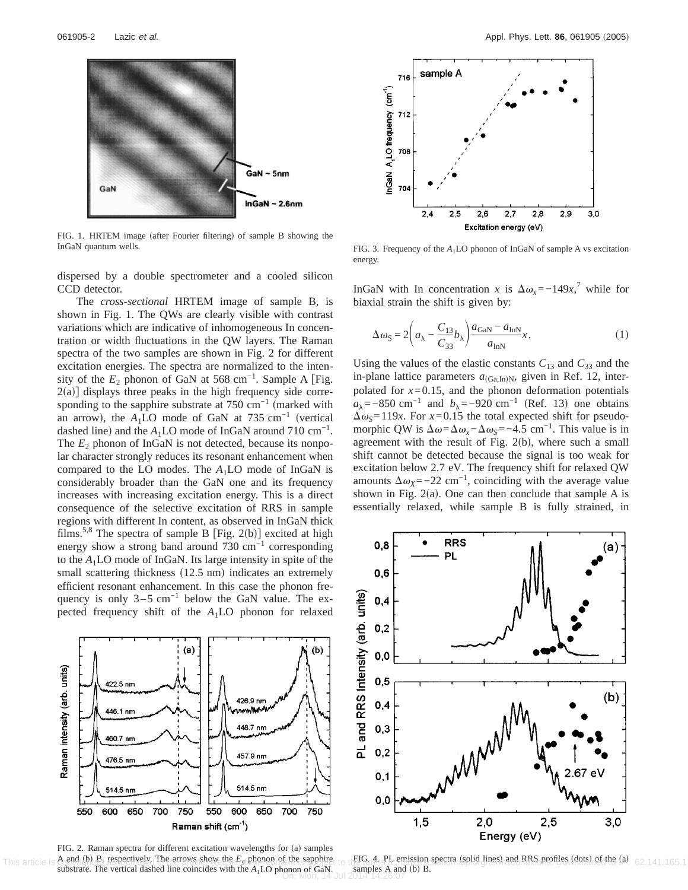GaN ~ 5nm

GaN

InGaN ~ 2.6nm

FIG. 1. HRTEM image (after Fourier filtering) of sample B showing the InGaN quantum wells.

dispersed by a double spectrometer and a cooled silicon CCD detector.

The *cross-sectional* HRTEM image of sample B, is shown in Fig. 1. The QWs are clearly visible with contrast variations which are indicative of inhomogeneous In concentration or width fluctuations in the QW layers. The Raman spectra of the two samples are shown in Fig. 2 for different excitation energies. The spectra are normalized to the intensity of the $E_2$ phonon of GaN at 568 $\text{cm}^{-1}$. Sample A [Fig. 2(a)] displays three peaks in the high frequency side corresponding to the sapphire substrate at 750 $\text{cm}^{-1}$ (marked with an arrow), the $A_1$LO mode of GaN at 735 $\text{cm}^{-1}$ (vertical dashed line) and the $A_1$LO mode of InGaN around 710 $\text{cm}^{-1}$. The $E_2$ phonon of InGaN is not detected, because its nonpolar character strongly reduces its resonant enhancement when compared to the LO modes. The $A_1$LO mode of InGaN is considerably broader than the GaN one and its frequency increases with increasing excitation energy. This is a direct consequence of the selective excitation of RRS in sample regions with different In content, as observed in InGaN thick films.[5,8] The spectra of sample B [Fig. 2(b)] excited at high energy show a strong band around 730 $\text{cm}^{-1}$ corresponding to the $A_1$LO mode of InGaN. Its large intensity in spite of the small scattering thickness (12.5 nm) indicates an extremely efficient resonant enhancement. In this case the phonon frequency is only 3–5 $\text{cm}^{-1}$ below the GaN value. The expected frequency shift of the $A_1$LO phonon for relaxed

(a)

422.5 nm

446.1 nm

460.7 nm

476.5 nm

514.5 nm

(b)

426.9 nm

448.7 nm

457.9 nm

514.5 nm

Raman intensity (arb. units)

550 600 650 700 750 550 600 650 700 750

Raman shift ($\text{cm}^{-1}$)

FIG. 2. Raman spectra for different excitation wavelengths for (a) samples A and (b) B, respectively. The arrows show the $E_g$ phonon of the sapphire substrate. The vertical dashed line coincides with the $A_1$LO phonon of GaN.

sample A

InGaN $A_1$LO frequency ($\text{cm}^{-1}$)

716

712

708

704

2,4 2,5 2,6 2,7 2,8 2,9 3,0

Excitation energy (eV)

FIG. 3. Frequency of the $A_1$LO phonon of InGaN of sample A vs excitation energy.

InGaN with In concentration $x$ is $\Delta\omega_x = -149x$,[7] while for biaxial strain the shift is given by:

$$\Delta\omega_S = 2\left(a_\lambda - \frac{C_{13}}{C_{33}} b_\lambda\right)\frac{a_{\text{GaN}} - a_{\text{InN}}}{a_{\text{InN}}}x. \tag{1}$$

Using the values of the elastic constants $C_{13}$ and $C_{33}$ and the in-plane lattice parameters $a_{(\text{Ga,In})\text{N}}$, given in Ref. 12, interpolated for $x=0.15$, and the phonon deformation potentials $a_\lambda = -850$ $\text{cm}^{-1}$ and $b_\lambda = -920$ $\text{cm}^{-1}$ (Ref. 13) one obtains $\Delta\omega_S = 119x$. For $x=0.15$ the total expected shift for pseudomorphic QW is $\Delta\omega = \Delta\omega_x - \Delta\omega_S = -4.5$ $\text{cm}^{-1}$. This value is in agreement with the result of Fig. 2(b), where such a small shift cannot be detected because the signal is too weak for excitation below 2.7 eV. The frequency shift for relaxed QW amounts $\Delta\omega_X = -22$ $\text{cm}^{-1}$, coinciding with the average value shown in Fig. 2(a). One can then conclude that sample A is essentially relaxed, while sample B is fully strained, in

(a)

RRS

PL

(b)

2.67 eV

PL and RRS Intensity (arb. units)

0,8 0,6 0,4 0,2 0,0

0,5 0,4 0,3 0,2 0,1 0,0

1,5 2,0 2,5 3,0

Energy (eV)

FIG. 4. PL emission spectra (solid lines) and RRS profiles (dots) of the (a) samples A and (b) B.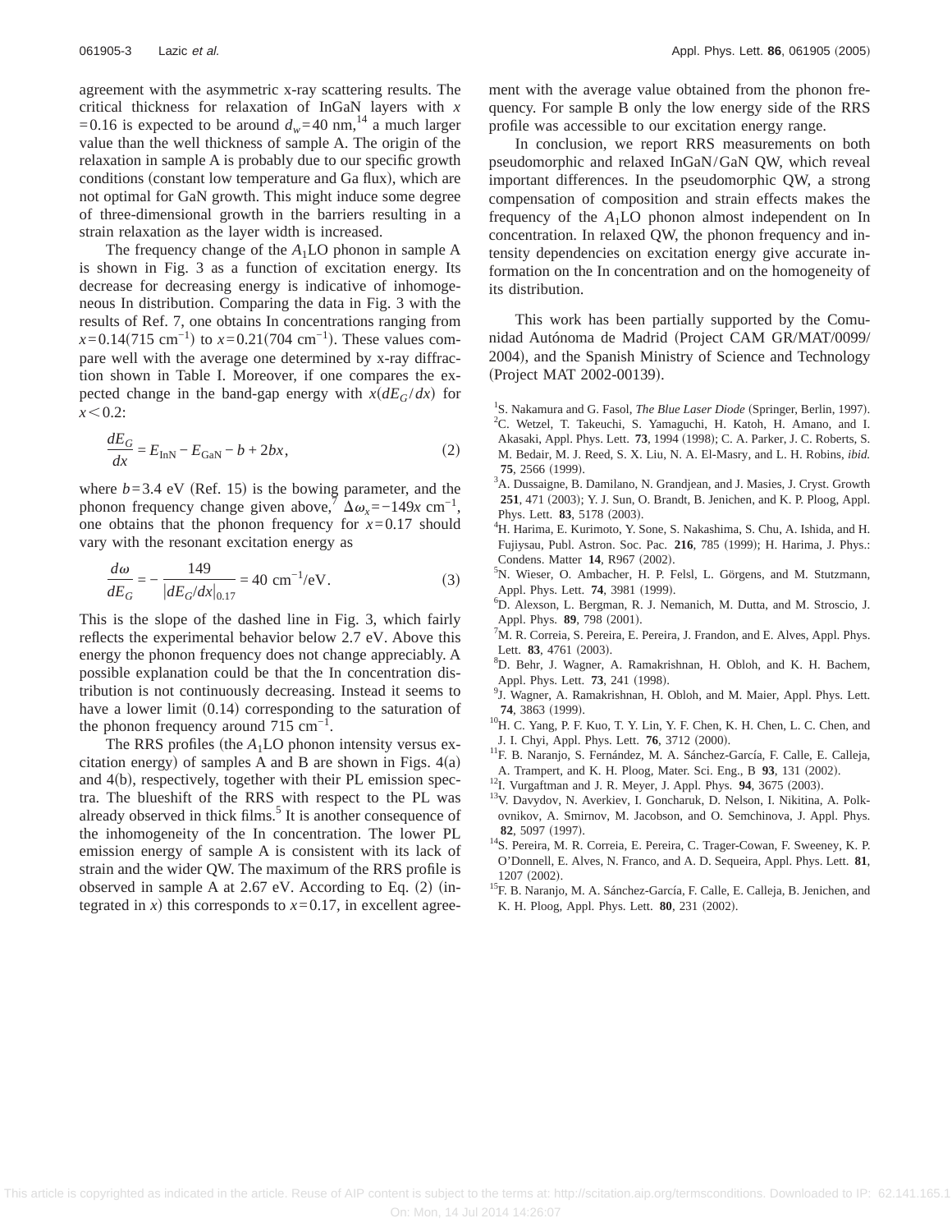agreement with the asymmetric x-ray scattering results. The critical thickness for relaxation of InGaN layers with $x = 0.16$ is expected to be around $d_w = 40$ nm,[14] a much larger value than the well thickness of sample A. The origin of the relaxation in sample A is probably due to our specific growth conditions (constant low temperature and Ga flux), which are not optimal for GaN growth. This might induce some degree of three-dimensional growth in the barriers resulting in a strain relaxation as the layer width is increased.

The frequency change of the $A_1$LO phonon in sample A is shown in Fig. 3 as a function of excitation energy. Its decrease for decreasing energy is indicative of inhomogeneous In distribution. Comparing the data in Fig. 3 with the results of Ref. 7, one obtains In concentrations ranging from $x = 0.14(715 \text{ cm}^{-1})$ to $x = 0.21(704 \text{ cm}^{-1})$. These values compare well with the average one determined by x-ray diffraction shown in Table I. Moreover, if one compares the expected change in the band-gap energy with $x(dE_G/dx)$ for $x < 0.2$:

$$\frac{dE_G}{dx} = E_{\text{InN}} - E_{\text{GaN}} - b + 2bx, \tag{2}$$

where $b = 3.4$ eV (Ref. 15) is the bowing parameter, and the phonon frequency change given above,[7] $\Delta\omega_x = -149x \text{ cm}^{-1}$, one obtains that the phonon frequency for $x = 0.17$ should vary with the resonant excitation energy as

$$\frac{d\omega}{dE_G} = -\frac{149}{|dE_G/dx|_{0.17}} = 40 \text{ cm}^{-1}/\text{eV}. \tag{3}$$

This is the slope of the dashed line in Fig. 3, which fairly reflects the experimental behavior below 2.7 eV. Above this energy the phonon frequency does not change appreciably. A possible explanation could be that the In concentration distribution is not continuously decreasing. Instead it seems to have a lower limit (0.14) corresponding to the saturation of the phonon frequency around 715 $\text{cm}^{-1}$.

The RRS profiles (the $A_1$LO phonon intensity versus excitation energy) of samples A and B are shown in Figs. 4(a) and 4(b), respectively, together with their PL emission spectra. The blueshift of the RRS with respect to the PL was already observed in thick films.[5] It is another consequence of the inhomogeneity of the In concentration. The lower PL emission energy of sample A is consistent with its lack of strain and the wider QW. The maximum of the RRS profile is observed in sample A at 2.67 eV. According to Eq. (2) (integrated in $x$) this corresponds to $x = 0.17$, in excellent agreement with the average value obtained from the phonon frequency. For sample B only the low energy side of the RRS profile was accessible to our excitation energy range.

In conclusion, we report RRS measurements on both pseudomorphic and relaxed InGaN/GaN QW, which reveal important differences. In the pseudomorphic QW, a strong compensation of composition and strain effects makes the frequency of the $A_1$LO phonon almost independent on In concentration. In relaxed QW, the phonon frequency and intensity dependencies on excitation energy give accurate information on the In concentration and on the homogeneity of its distribution.

This work has been partially supported by the Comunidad Autónoma de Madrid (Project CAM GR/MAT/0099/2004), and the Spanish Ministry of Science and Technology (Project MAT 2002-00139).

[1] S. Nakamura and G. Fasol, *The Blue Laser Diode* (Springer, Berlin, 1997).
[2] C. Wetzel, T. Takeuchi, S. Yamaguchi, H. Katoh, H. Amano, and I. Akasaki, Appl. Phys. Lett. **73**, 1994 (1998); C. A. Parker, J. C. Roberts, S. M. Bedair, M. J. Reed, S. X. Liu, N. A. El-Masry, and L. H. Robins, *ibid.* **75**, 2566 (1999).
[3] A. Dussaigne, B. Damilano, N. Grandjean, and J. Masies, J. Cryst. Growth **251**, 471 (2003); Y. J. Sun, O. Brandt, B. Jenichen, and K. P. Ploog, Appl. Phys. Lett. **83**, 5178 (2003).
[4] H. Harima, E. Kurimoto, Y. Sone, S. Nakashima, S. Chu, A. Ishida, and H. Fujiysau, Publ. Astron. Soc. Pac. **216**, 785 (1999); H. Harima, J. Phys.: Condens. Matter **14**, R967 (2002).
[5] N. Wieser, O. Ambacher, H. P. Felsl, L. Görgens, and M. Stutzmann, Appl. Phys. Lett. **74**, 3981 (1999).
[6] D. Alexson, L. Bergman, R. J. Nemanich, M. Dutta, and M. Stroscio, J. Appl. Phys. **89**, 798 (2001).
[7] M. R. Correia, S. Pereira, E. Pereira, J. Frandon, and E. Alves, Appl. Phys. Lett. **83**, 4761 (2003).
[8] D. Behr, J. Wagner, A. Ramakrishnan, H. Obloh, and K. H. Bachem, Appl. Phys. Lett. **73**, 241 (1998).
[9] J. Wagner, A. Ramakrishnan, H. Obloh, and M. Maier, Appl. Phys. Lett. **74**, 3863 (1999).
[10] H. C. Yang, P. F. Kuo, T. Y. Lin, Y. F. Chen, K. H. Chen, L. C. Chen, and J. I. Chyi, Appl. Phys. Lett. **76**, 3712 (2000).
[11] F. B. Naranjo, S. Fernández, M. A. Sánchez-García, F. Calle, E. Calleja, A. Trampert, and K. H. Ploog, Mater. Sci. Eng., B **93**, 131 (2002).
[12] I. Vurgaftman and J. R. Meyer, J. Appl. Phys. **94**, 3675 (2003).
[13] V. Davydov, N. Averkiev, I. Goncharuk, D. Nelson, I. Nikitina, A. Polkovnikov, A. Smirnov, M. Jacobson, and O. Semchinova, J. Appl. Phys. **82**, 5097 (1997).
[14] S. Pereira, M. R. Correia, E. Pereira, C. Trager-Cowan, F. Sweeney, K. P. O'Donnell, E. Alves, N. Franco, and A. D. Sequeira, Appl. Phys. Lett. **81**, 1207 (2002).
[15] F. B. Naranjo, M. A. Sánchez-García, F. Calle, E. Calleja, B. Jenichen, and K. H. Ploog, Appl. Phys. Lett. **80**, 231 (2002).